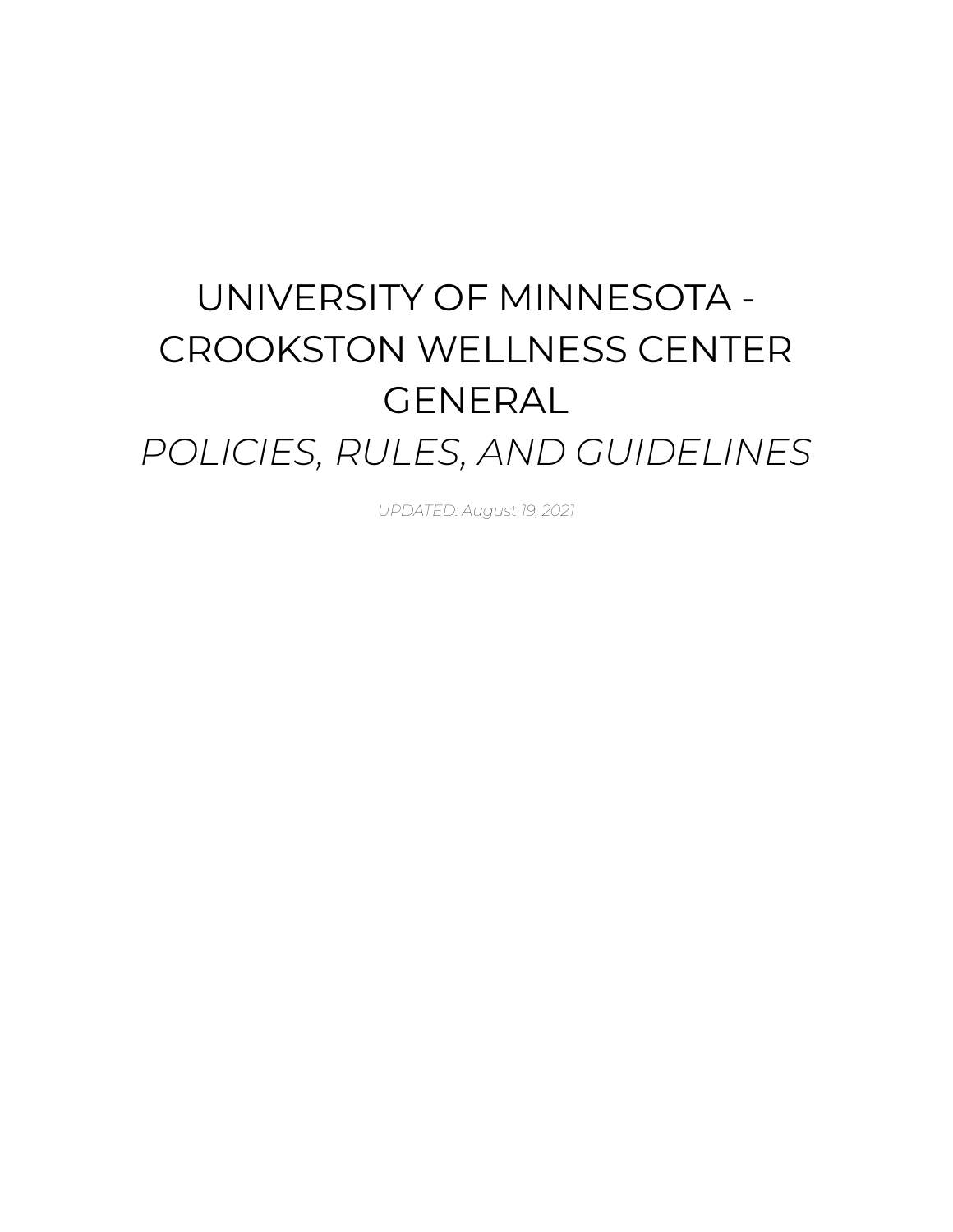# UNIVERSITY OF MINNESOTA - CROOKSTON WELLNESS CENTER GENERAL

# *POLICIES, RULES, AND GUIDELINES*

*UPDATED: August 19, 2021*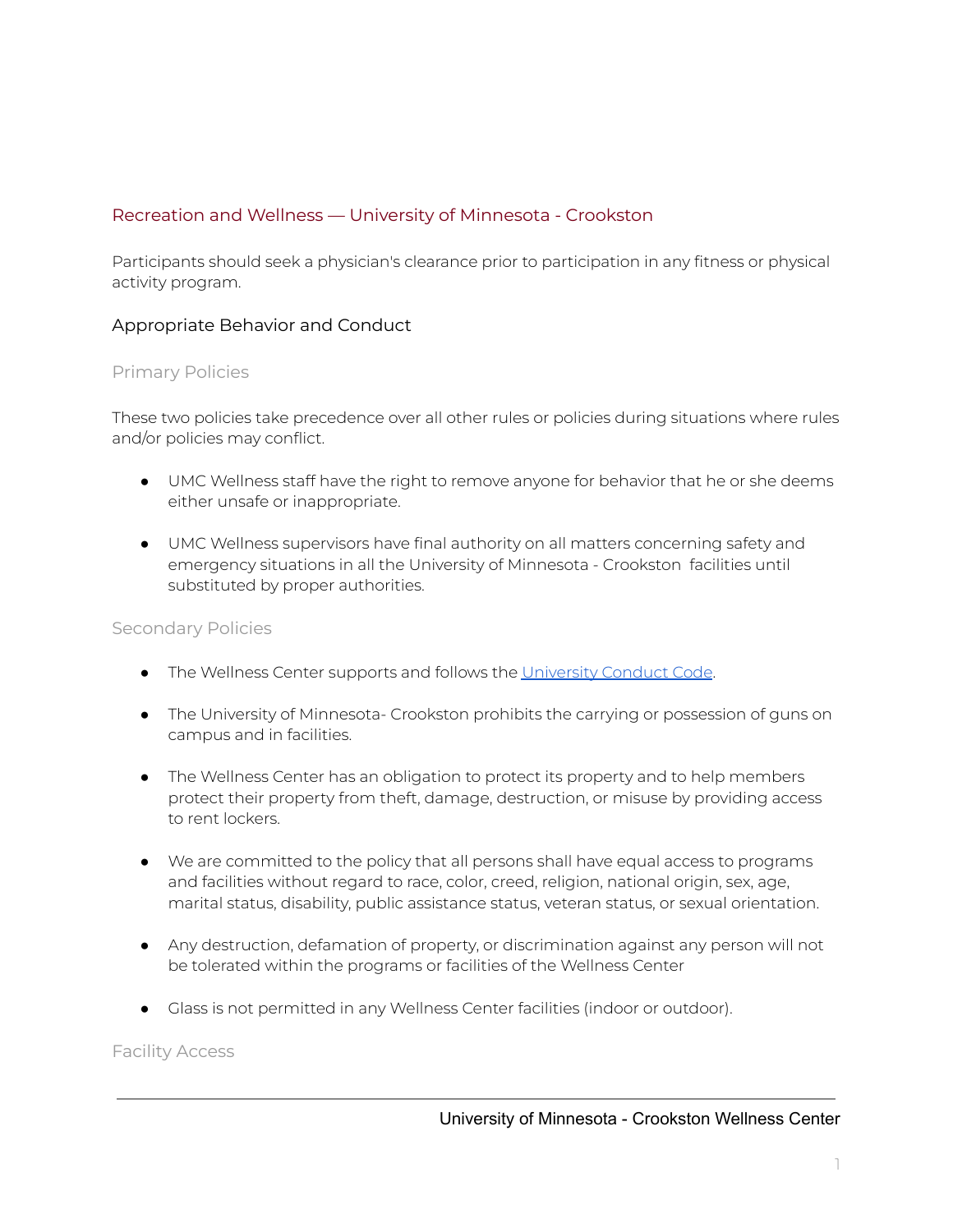Recreation and Wellness — University of Minnesota - Crookston

Participants should seek a physician's clearance prior to participation in any fitness or physical activity program.

## Appropriate Behavior and Conduct

### Primary Policies

These two policies take precedence over all other rules or policies during situations where rules and/or policies may conflict.

- UMC Wellness staff have the right to remove anyone for behavior that he or she deems either unsafe or inappropriate.
- UMC Wellness supervisors have final authority on all matters concerning safety and emergency situations in all the University of Minnesota - Crookston facilities until substituted by proper authorities.

### Secondary Policies

- The Wellness Center supports and follows the University Conduct Code.
- The University of Minnesota- Crookston prohibits the carrying or possession of guns on campus and in facilities.
- The Wellness Center has an obligation to protect its property and to help members protect their property from theft, damage, destruction, or misuse by providing access to rent lockers.
- We are committed to the policy that all persons shall have equal access to programs and facilities without regard to race, color, creed, religion, national origin, sex, age, marital status, disability, public assistance status, veteran status, or sexual orientation.
- Any destruction, defamation of property, or discrimination against any person will not be tolerated within the programs or facilities of the Wellness Center
- Glass is not permitted in any Wellness Center facilities (indoor or outdoor).

### Facility Access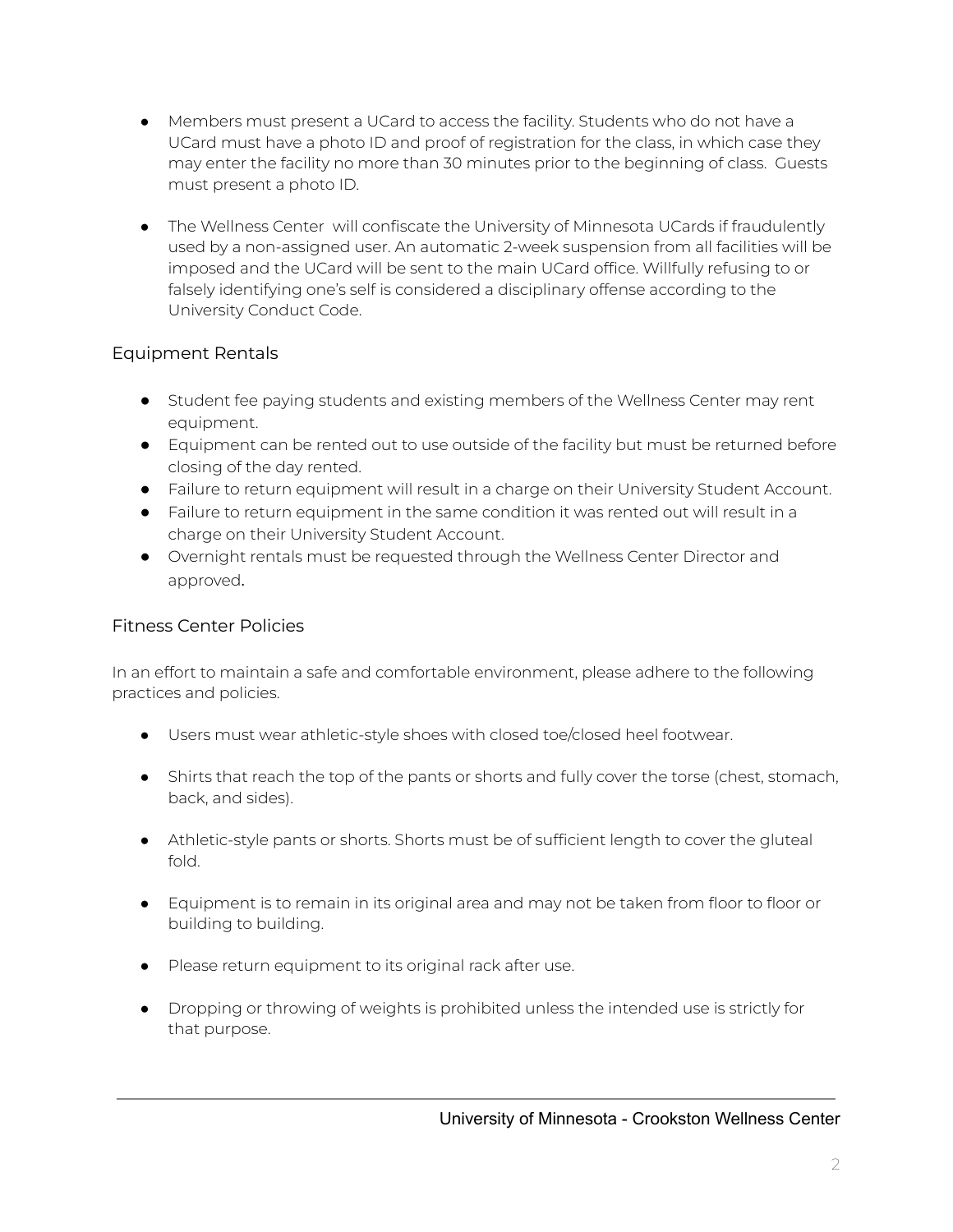- Members must present a UCard to access the facility. Students who do not have a UCard must have a photo ID and proof of registration for the class, in which case they may enter the facility no more than 30 minutes prior to the beginning of class. Guests must present a photo ID.

- The Wellness Center will confiscate the University of Minnesota UCards if fraudulently used by a non-assigned user. An automatic 2-week suspension from all facilities will be imposed and the UCard will be sent to the main UCard office. Willfully refusing to or falsely identifying one's self is considered a disciplinary offense according to the University Conduct Code.

## Equipment Rentals

- Student fee paying students and existing members of the Wellness Center may rent equipment.
- Equipment can be rented out to use outside of the facility but must be returned before closing of the day rented.
- Failure to return equipment will result in a charge on their University Student Account.
- Failure to return equipment in the same condition it was rented out will result in a charge on their University Student Account.
- Overnight rentals must be requested through the Wellness Center Director and approved.

## Fitness Center Policies

In an effort to maintain a safe and comfortable environment, please adhere to the following practices and policies.

- Users must wear athletic-style shoes with closed toe/closed heel footwear.

- Shirts that reach the top of the pants or shorts and fully cover the torse (chest, stomach, back, and sides).

- Athletic-style pants or shorts. Shorts must be of sufficient length to cover the gluteal fold.

- Equipment is to remain in its original area and may not be taken from floor to floor or building to building.

- Please return equipment to its original rack after use.

- Dropping or throwing of weights is prohibited unless the intended use is strictly for that purpose.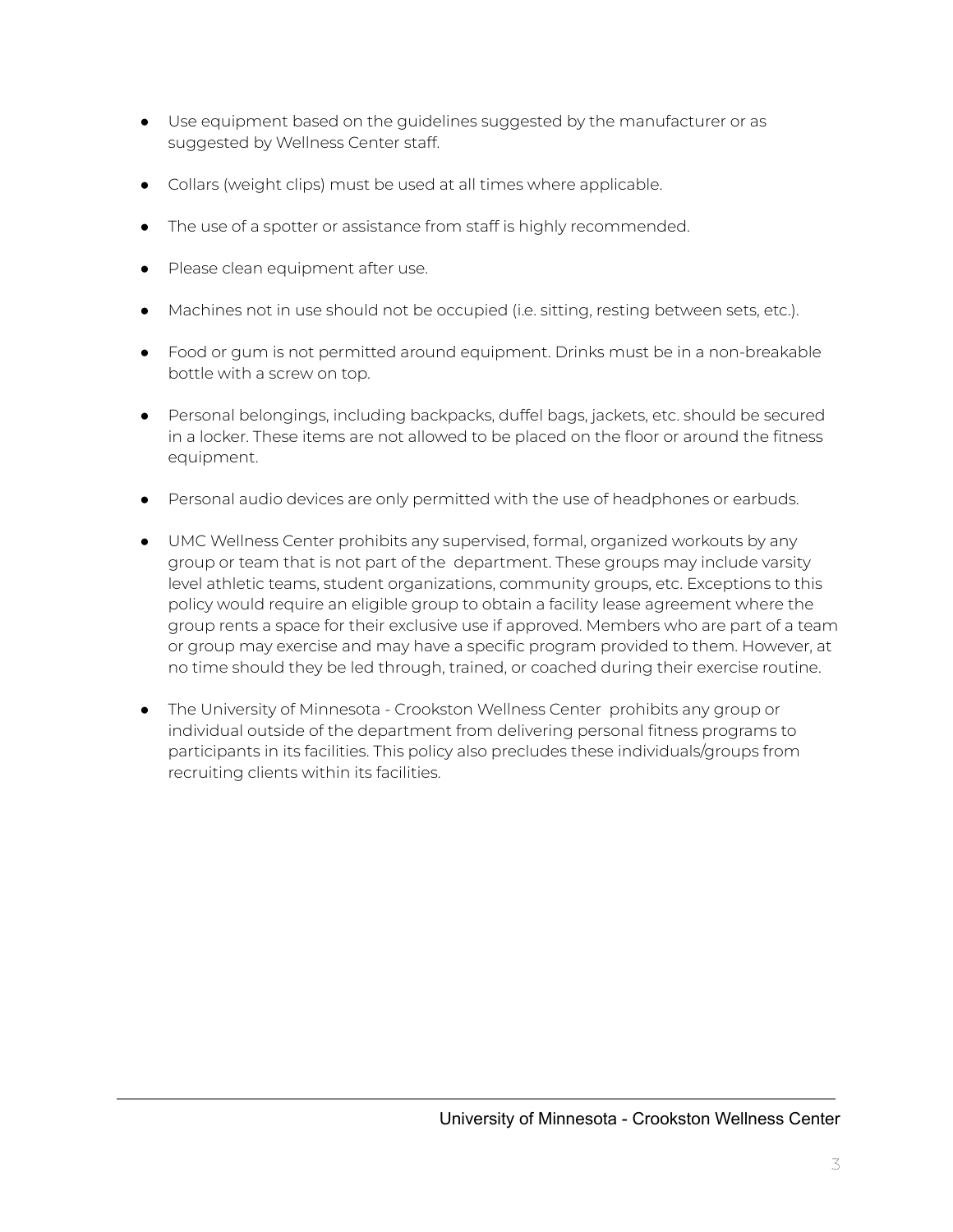- Use equipment based on the guidelines suggested by the manufacturer or as suggested by Wellness Center staff.
- Collars (weight clips) must be used at all times where applicable.
- The use of a spotter or assistance from staff is highly recommended.
- Please clean equipment after use.
- Machines not in use should not be occupied (i.e. sitting, resting between sets, etc.).
- Food or gum is not permitted around equipment. Drinks must be in a non-breakable bottle with a screw on top.
- Personal belongings, including backpacks, duffel bags, jackets, etc. should be secured in a locker. These items are not allowed to be placed on the floor or around the fitness equipment.
- Personal audio devices are only permitted with the use of headphones or earbuds.
- UMC Wellness Center prohibits any supervised, formal, organized workouts by any group or team that is not part of the department. These groups may include varsity level athletic teams, student organizations, community groups, etc. Exceptions to this policy would require an eligible group to obtain a facility lease agreement where the group rents a space for their exclusive use if approved. Members who are part of a team or group may exercise and may have a specific program provided to them. However, at no time should they be led through, trained, or coached during their exercise routine.
- The University of Minnesota - Crookston Wellness Center prohibits any group or individual outside of the department from delivering personal fitness programs to participants in its facilities. This policy also precludes these individuals/groups from recruiting clients within its facilities.